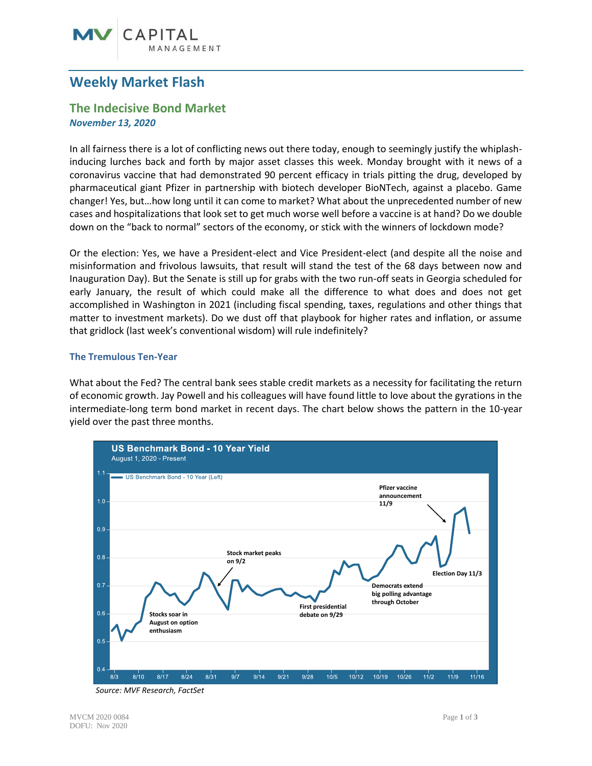# Weekly Market Flash

## The Indecisive Bond Market

***November 13, 2020***

In all fairness there is a lot of conflicting news out there today, enough to seemingly justify the whiplash-inducing lurches back and forth by major asset classes this week. Monday brought with it news of a coronavirus vaccine that had demonstrated 90 percent efficacy in trials pitting the drug, developed by pharmaceutical giant Pfizer in partnership with biotech developer BioNTech, against a placebo. Game changer! Yes, but…how long until it can come to market? What about the unprecedented number of new cases and hospitalizations that look set to get much worse well before a vaccine is at hand? Do we double down on the "back to normal" sectors of the economy, or stick with the winners of lockdown mode?

Or the election: Yes, we have a President-elect and Vice President-elect (and despite all the noise and misinformation and frivolous lawsuits, that result will stand the test of the 68 days between now and Inauguration Day). But the Senate is still up for grabs with the two run-off seats in Georgia scheduled for early January, the result of which could make all the difference to what does and does not get accomplished in Washington in 2021 (including fiscal spending, taxes, regulations and other things that matter to investment markets). Do we dust off that playbook for higher rates and inflation, or assume that gridlock (last week's conventional wisdom) will rule indefinitely?

### The Tremulous Ten-Year

What about the Fed? The central bank sees stable credit markets as a necessity for facilitating the return of economic growth. Jay Powell and his colleagues will have found little to love about the gyrations in the intermediate-long term bond market in recent days. The chart below shows the pattern in the 10-year yield over the past three months.

**US Benchmark Bond - 10 Year Yield**
August 1, 2020 - Present

*Source: MVF Research, FactSet*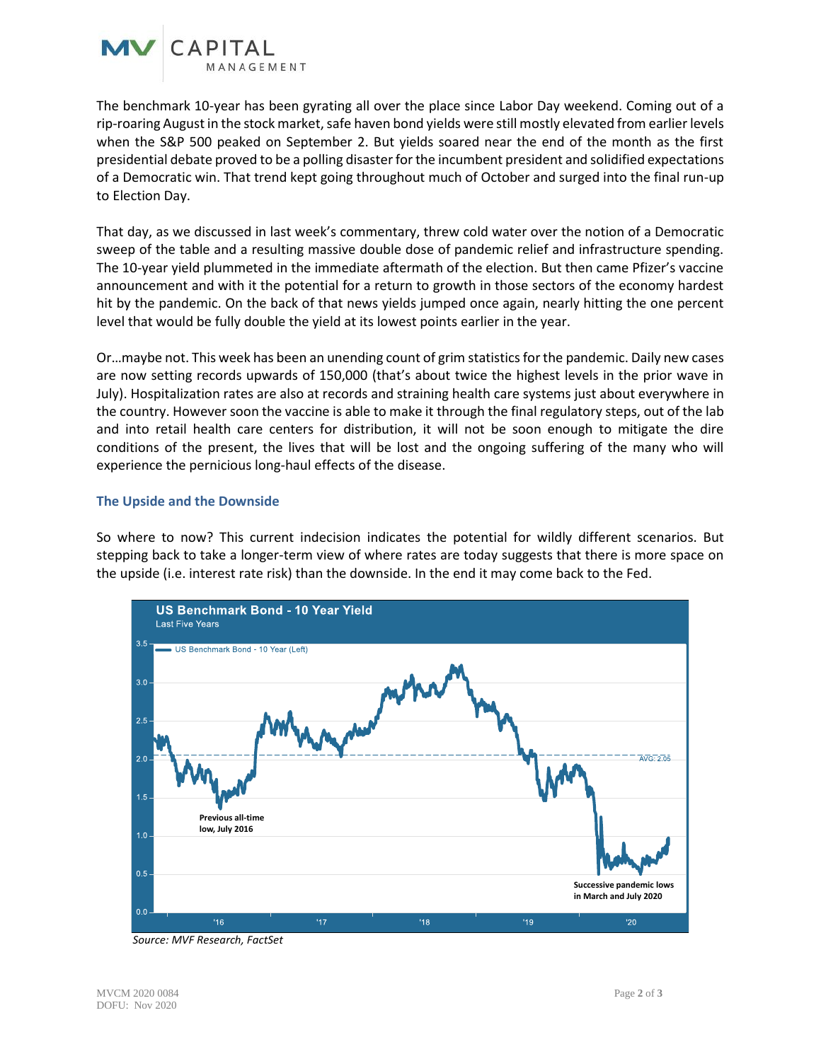The benchmark 10-year has been gyrating all over the place since Labor Day weekend. Coming out of a rip-roaring August in the stock market, safe haven bond yields were still mostly elevated from earlier levels when the S&P 500 peaked on September 2. But yields soared near the end of the month as the first presidential debate proved to be a polling disaster for the incumbent president and solidified expectations of a Democratic win. That trend kept going throughout much of October and surged into the final run-up to Election Day.

That day, as we discussed in last week's commentary, threw cold water over the notion of a Democratic sweep of the table and a resulting massive double dose of pandemic relief and infrastructure spending. The 10-year yield plummeted in the immediate aftermath of the election. But then came Pfizer's vaccine announcement and with it the potential for a return to growth in those sectors of the economy hardest hit by the pandemic. On the back of that news yields jumped once again, nearly hitting the one percent level that would be fully double the yield at its lowest points earlier in the year.

Or…maybe not. This week has been an unending count of grim statistics for the pandemic. Daily new cases are now setting records upwards of 150,000 (that's about twice the highest levels in the prior wave in July). Hospitalization rates are also at records and straining health care systems just about everywhere in the country. However soon the vaccine is able to make it through the final regulatory steps, out of the lab and into retail health care centers for distribution, it will not be soon enough to mitigate the dire conditions of the present, the lives that will be lost and the ongoing suffering of the many who will experience the pernicious long-haul effects of the disease.

### The Upside and the Downside

So where to now? This current indecision indicates the potential for wildly different scenarios. But stepping back to take a longer-term view of where rates are today suggests that there is more space on the upside (i.e. interest rate risk) than the downside. In the end it may come back to the Fed.

**US Benchmark Bond - 10 Year Yield**
Last Five Years

- US Benchmark Bond - 10 Year (Left)
- AVG: 2.05
- Previous all-time low, July 2016
- Successive pandemic lows in March and July 2020

*Source: MVF Research, FactSet*

MVCM 2020 0084
DOFU: Nov 2020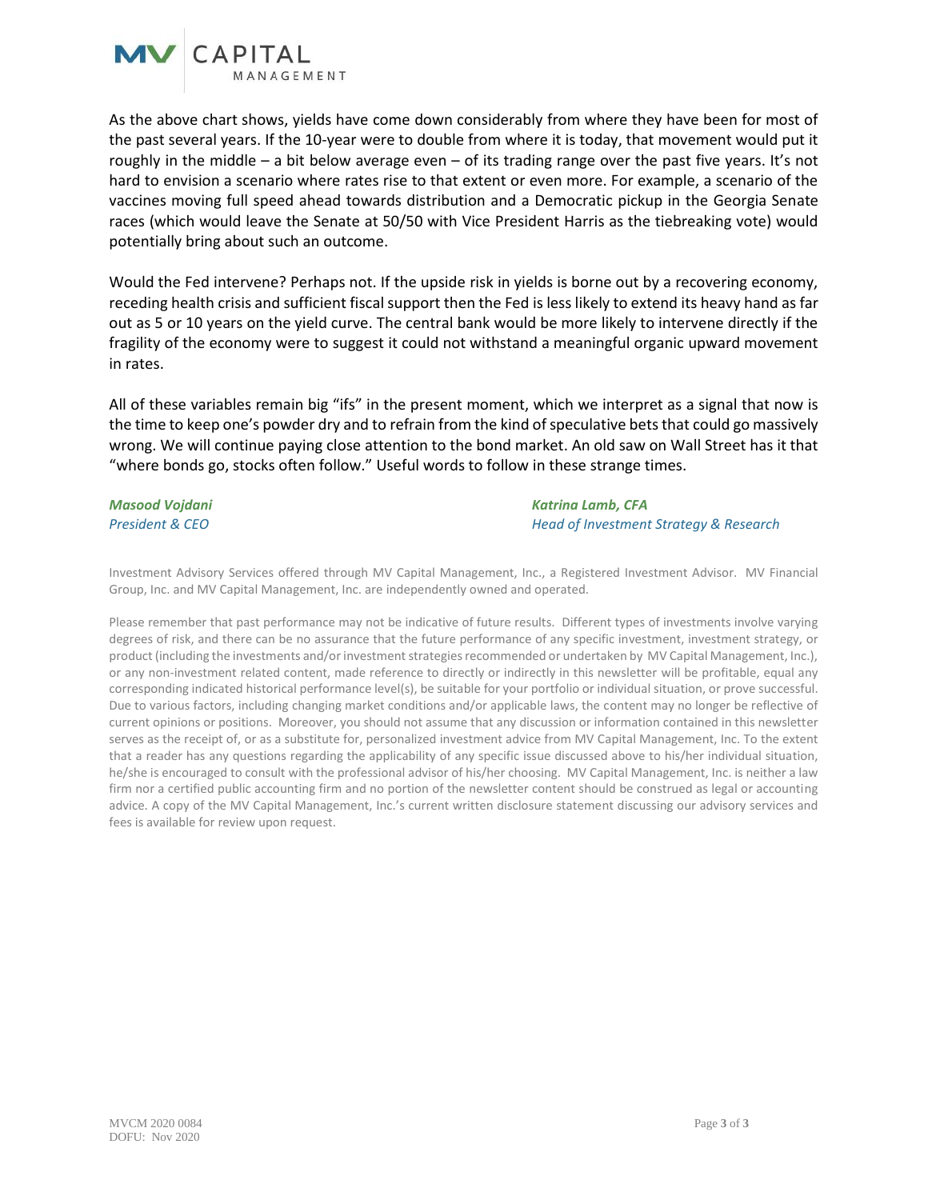As the above chart shows, yields have come down considerably from where they have been for most of the past several years. If the 10-year were to double from where it is today, that movement would put it roughly in the middle – a bit below average even – of its trading range over the past five years. It's not hard to envision a scenario where rates rise to that extent or even more. For example, a scenario of the vaccines moving full speed ahead towards distribution and a Democratic pickup in the Georgia Senate races (which would leave the Senate at 50/50 with Vice President Harris as the tiebreaking vote) would potentially bring about such an outcome.

Would the Fed intervene? Perhaps not. If the upside risk in yields is borne out by a recovering economy, receding health crisis and sufficient fiscal support then the Fed is less likely to extend its heavy hand as far out as 5 or 10 years on the yield curve. The central bank would be more likely to intervene directly if the fragility of the economy were to suggest it could not withstand a meaningful organic upward movement in rates.

All of these variables remain big "ifs" in the present moment, which we interpret as a signal that now is the time to keep one's powder dry and to refrain from the kind of speculative bets that could go massively wrong. We will continue paying close attention to the bond market. An old saw on Wall Street has it that "where bonds go, stocks often follow." Useful words to follow in these strange times.

***Masood Vojdani***
*President & CEO*

***Katrina Lamb, CFA***
*Head of Investment Strategy & Research*

Investment Advisory Services offered through MV Capital Management, Inc., a Registered Investment Advisor. MV Financial Group, Inc. and MV Capital Management, Inc. are independently owned and operated.

Please remember that past performance may not be indicative of future results. Different types of investments involve varying degrees of risk, and there can be no assurance that the future performance of any specific investment, investment strategy, or product (including the investments and/or investment strategies recommended or undertaken by MV Capital Management, Inc.), or any non-investment related content, made reference to directly or indirectly in this newsletter will be profitable, equal any corresponding indicated historical performance level(s), be suitable for your portfolio or individual situation, or prove successful. Due to various factors, including changing market conditions and/or applicable laws, the content may no longer be reflective of current opinions or positions. Moreover, you should not assume that any discussion or information contained in this newsletter serves as the receipt of, or as a substitute for, personalized investment advice from MV Capital Management, Inc. To the extent that a reader has any questions regarding the applicability of any specific issue discussed above to his/her individual situation, he/she is encouraged to consult with the professional advisor of his/her choosing. MV Capital Management, Inc. is neither a law firm nor a certified public accounting firm and no portion of the newsletter content should be construed as legal or accounting advice. A copy of the MV Capital Management, Inc.'s current written disclosure statement discussing our advisory services and fees is available for review upon request.

MVCM 2020 0084
DOFU: Nov 2020